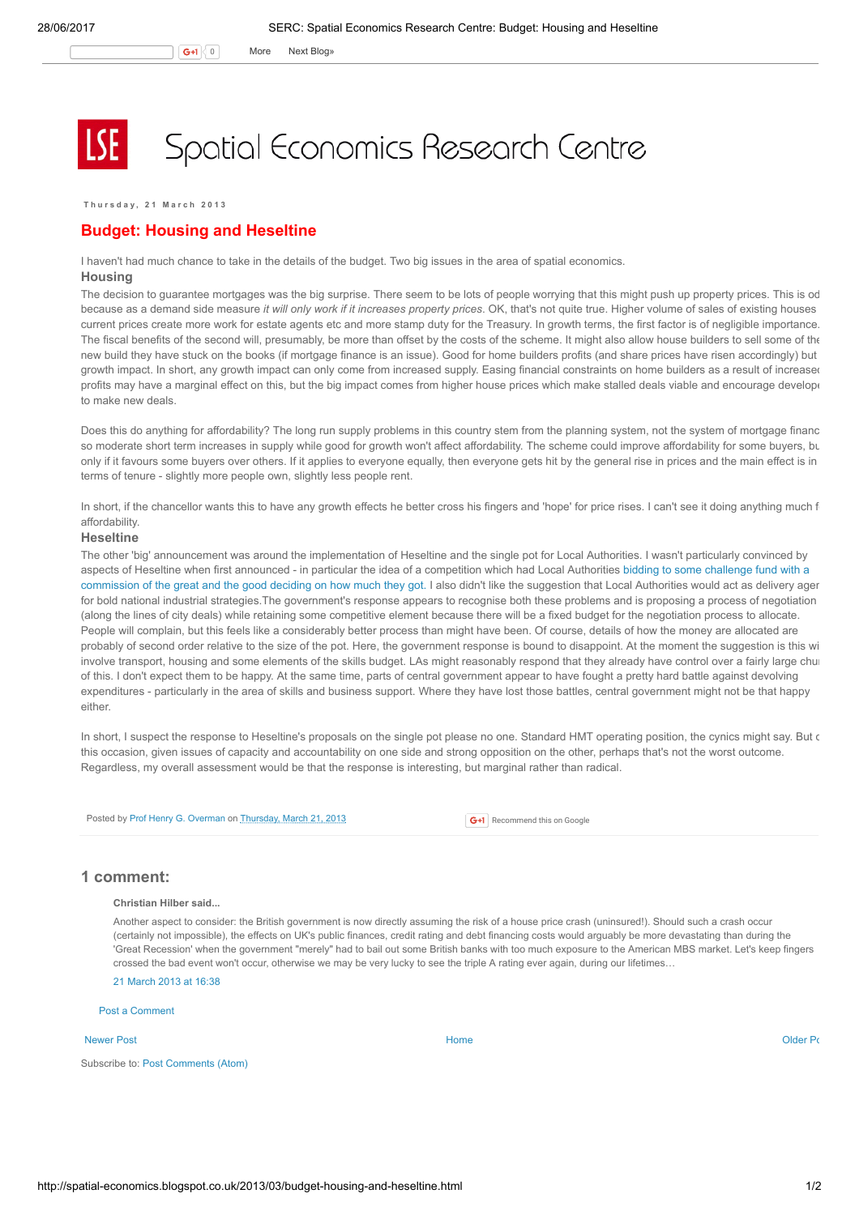Spatial Economics Research Centre

Thursday, 21 March 2013

# Budget: Housing and Heseltine

I haven't had much chance to take in the details of the budget. Two big issues in the area of spatial economics.

### Housing

The decision to guarantee mortgages was the big surprise. There seem to be lots of people worrying that this might push up property prices. This is od because as a demand side measure *it will only work if it increases property prices*. OK, that's not quite true. Higher volume of sales of existing houses current prices create more work for estate agents etc and more stamp duty for the Treasury. In growth terms, the first factor is of negligible importance. The fiscal benefits of the second will, presumably, be more than offset by the costs of the scheme. It might also allow house builders to sell some of the new build they have stuck on the books (if mortgage finance is an issue). Good for home builders profits (and share prices have risen accordingly) but growth impact. In short, any growth impact can only come from increased supply. Easing financial constraints on home builders as a result of increase profits may have a marginal effect on this, but the big impact comes from higher house prices which make stalled deals viable and encourage develop to make new deals.

Does this do anything for affordability? The long run supply problems in this country stem from the planning system, not the system of mortgage financ so moderate short term increases in supply while good for growth won't affect affordability. The scheme could improve affordability for some buyers, bu only if it favours some buyers over others. If it applies to everyone equally, then everyone gets hit by the general rise in prices and the main effect is in terms of tenure - slightly more people own, slightly less people rent.

In short, if the chancellor wants this to have any growth effects he better cross his fingers and 'hope' for price rises. I can't see it doing anything much f affordability.

### Heseltine

The other 'big' announcement was around the implementation of Heseltine and the single pot for Local Authorities. I wasn't particularly convinced by aspects of Heseltine when first announced - in particular the idea of a competition which had Local Authorities bidding to some challenge fund with a commission of the great and the good deciding on how much they got. I also didn't like the suggestion that Local Authorities would act as delivery ager for bold national industrial strategies.The government's response appears to recognise both these problems and is proposing a process of negotiation (along the lines of city deals) while retaining some competitive element because there will be a fixed budget for the negotiation process to allocate. People will complain, but this feels like a considerably better process than might have been. Of course, details of how the money are allocated are probably of second order relative to the size of the pot. Here, the government response is bound to disappoint. At the moment the suggestion is this wi involve transport, housing and some elements of the skills budget. LAs might reasonably respond that they already have control over a fairly large chu of this. I don't expect them to be happy. At the same time, parts of central government appear to have fought a pretty hard battle against devolving expenditures - particularly in the area of skills and business support. Where they have lost those battles, central government might not be that happy either.

In short, I suspect the response to Heseltine's proposals on the single pot please no one. Standard HMT operating position, the cynics might say. But c this occasion, given issues of capacity and accountability on one side and strong opposition on the other, perhaps that's not the worst outcome. Regardless, my overall assessment would be that the response is interesting, but marginal rather than radical.

Posted by Prof Henry G. Overman on Thursday, March 21, 2013

## 1 comment:

**Christian Hilber said...**

Another aspect to consider: the British government is now directly assuming the risk of a house price crash (uninsured!). Should such a crash occur (certainly not impossible), the effects on UK's public finances, credit rating and debt financing costs would arguably be more devastating than during the 'Great Recession' when the government "merely" had to bail out some British banks with too much exposure to the American MBS market. Let's keep fingers crossed the bad event won't occur, otherwise we may be very lucky to see the triple A rating ever again, during our lifetimes…

21 March 2013 at 16:38

Post a Comment

Newer Post | Home | Older Po

Subscribe to: Post Comments (Atom)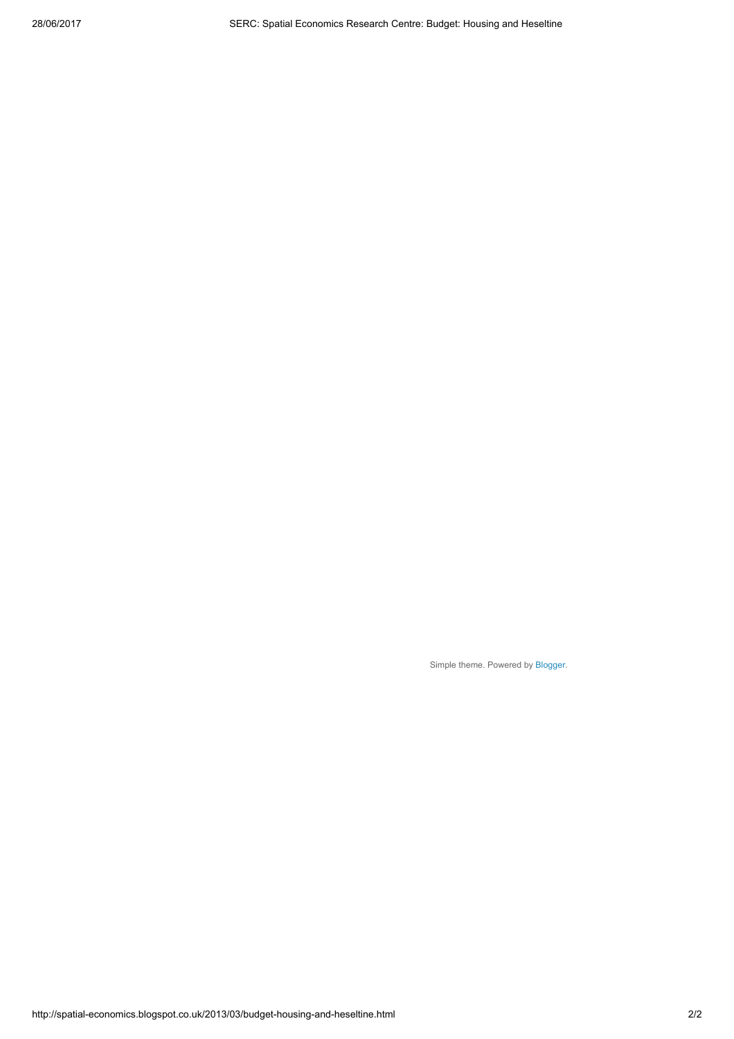Simple theme. Powered by Blogger.